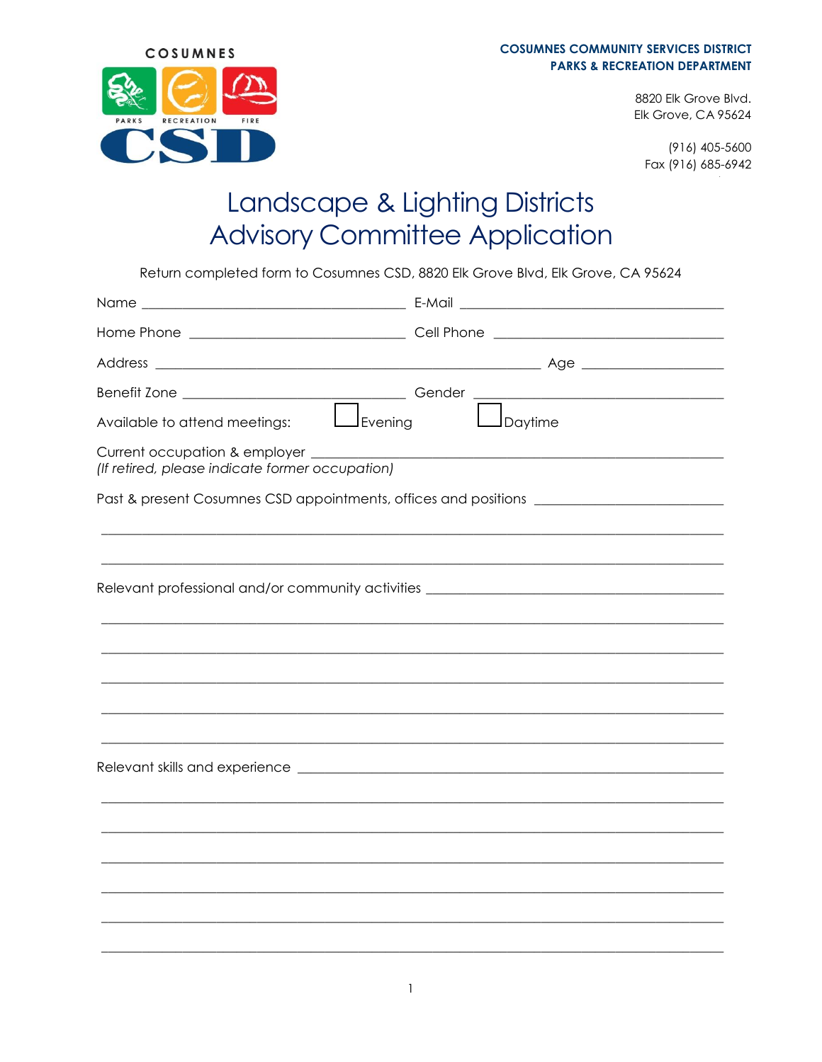COSUMNES

PARKS RECREATION FIRE

CSD

**COSUMNES COMMUNITY SERVICES DISTRICT**
**PARKS & RECREATION DEPARTMENT**

8820 Elk Grove Blvd.
Elk Grove, CA 95624

(916) 405-5600
Fax (916) 685-6942

# Landscape & Lighting Districts Advisory Committee Application

Return completed form to Cosumnes CSD, 8820 Elk Grove Blvd, Elk Grove, CA 95624

Name ______________________________ E-Mail ______________________________

Home Phone __________________________ Cell Phone __________________________

Address __________________________________________ Age ________________

Benefit Zone __________________________ Gender ______________________________

Available to attend meetings: ☐ Evening ☐ Daytime

Current occupation & employer ________________________________________________
*(If retired, please indicate former occupation)*

Past & present Cosumnes CSD appointments, offices and positions ____________________

______________________________________________________________________________

______________________________________________________________________________

Relevant professional and/or community activities ___________________________________

______________________________________________________________________________

______________________________________________________________________________

______________________________________________________________________________

______________________________________________________________________________

______________________________________________________________________________

Relevant skills and experience ______________________________________________________

______________________________________________________________________________

______________________________________________________________________________

______________________________________________________________________________

______________________________________________________________________________

______________________________________________________________________________

______________________________________________________________________________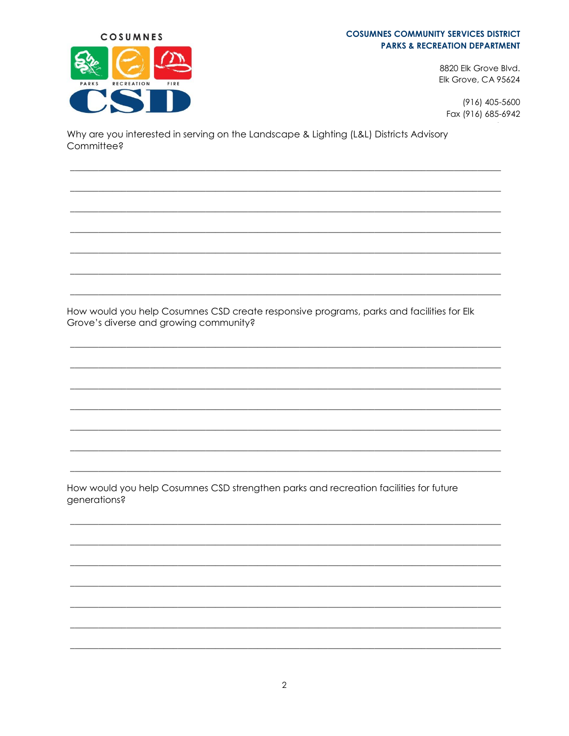**COSUMNES COMMUNITY SERVICES DISTRICT**
**PARKS & RECREATION DEPARTMENT**

8820 Elk Grove Blvd.
Elk Grove, CA 95624

(916) 405-5600
Fax (916) 685-6942

Why are you interested in serving on the Landscape & Lighting (L&L) Districts Advisory Committee?

_______________________________________________________________________________

_______________________________________________________________________________

_______________________________________________________________________________

_______________________________________________________________________________

_______________________________________________________________________________

_______________________________________________________________________________

_______________________________________________________________________________

How would you help Cosumnes CSD create responsive programs, parks and facilities for Elk Grove's diverse and growing community?

_______________________________________________________________________________

_______________________________________________________________________________

_______________________________________________________________________________

_______________________________________________________________________________

_______________________________________________________________________________

_______________________________________________________________________________

_______________________________________________________________________________

How would you help Cosumnes CSD strengthen parks and recreation facilities for future generations?

_______________________________________________________________________________

_______________________________________________________________________________

_______________________________________________________________________________

_______________________________________________________________________________

_______________________________________________________________________________

_______________________________________________________________________________

_______________________________________________________________________________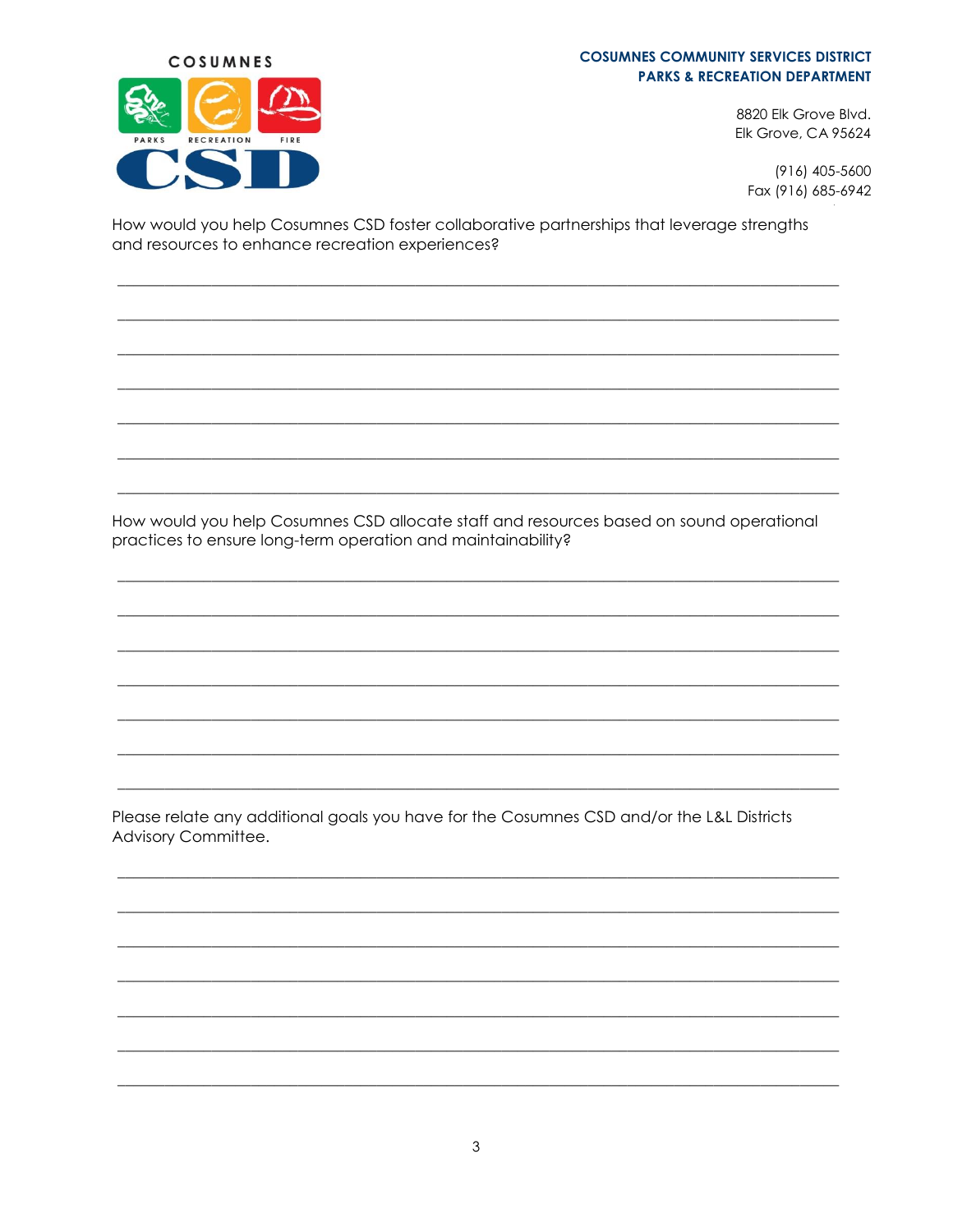How would you help Cosumnes CSD foster collaborative partnerships that leverage strengths and resources to enhance recreation experiences?

\_\_\_\_\_\_\_\_\_\_\_\_\_\_\_\_\_\_\_\_\_\_\_\_\_\_\_\_\_\_\_\_\_\_\_\_\_\_\_\_\_\_\_\_\_\_\_\_\_\_\_\_\_\_\_\_\_\_\_\_\_\_\_\_\_\_\_\_\_\_\_\_\_\_\_\_\_\_

\_\_\_\_\_\_\_\_\_\_\_\_\_\_\_\_\_\_\_\_\_\_\_\_\_\_\_\_\_\_\_\_\_\_\_\_\_\_\_\_\_\_\_\_\_\_\_\_\_\_\_\_\_\_\_\_\_\_\_\_\_\_\_\_\_\_\_\_\_\_\_\_\_\_\_\_\_\_

\_\_\_\_\_\_\_\_\_\_\_\_\_\_\_\_\_\_\_\_\_\_\_\_\_\_\_\_\_\_\_\_\_\_\_\_\_\_\_\_\_\_\_\_\_\_\_\_\_\_\_\_\_\_\_\_\_\_\_\_\_\_\_\_\_\_\_\_\_\_\_\_\_\_\_\_\_\_

\_\_\_\_\_\_\_\_\_\_\_\_\_\_\_\_\_\_\_\_\_\_\_\_\_\_\_\_\_\_\_\_\_\_\_\_\_\_\_\_\_\_\_\_\_\_\_\_\_\_\_\_\_\_\_\_\_\_\_\_\_\_\_\_\_\_\_\_\_\_\_\_\_\_\_\_\_\_

\_\_\_\_\_\_\_\_\_\_\_\_\_\_\_\_\_\_\_\_\_\_\_\_\_\_\_\_\_\_\_\_\_\_\_\_\_\_\_\_\_\_\_\_\_\_\_\_\_\_\_\_\_\_\_\_\_\_\_\_\_\_\_\_\_\_\_\_\_\_\_\_\_\_\_\_\_\_

\_\_\_\_\_\_\_\_\_\_\_\_\_\_\_\_\_\_\_\_\_\_\_\_\_\_\_\_\_\_\_\_\_\_\_\_\_\_\_\_\_\_\_\_\_\_\_\_\_\_\_\_\_\_\_\_\_\_\_\_\_\_\_\_\_\_\_\_\_\_\_\_\_\_\_\_\_\_

\_\_\_\_\_\_\_\_\_\_\_\_\_\_\_\_\_\_\_\_\_\_\_\_\_\_\_\_\_\_\_\_\_\_\_\_\_\_\_\_\_\_\_\_\_\_\_\_\_\_\_\_\_\_\_\_\_\_\_\_\_\_\_\_\_\_\_\_\_\_\_\_\_\_\_\_\_\_

How would you help Cosumnes CSD allocate staff and resources based on sound operational practices to ensure long-term operation and maintainability?

\_\_\_\_\_\_\_\_\_\_\_\_\_\_\_\_\_\_\_\_\_\_\_\_\_\_\_\_\_\_\_\_\_\_\_\_\_\_\_\_\_\_\_\_\_\_\_\_\_\_\_\_\_\_\_\_\_\_\_\_\_\_\_\_\_\_\_\_\_\_\_\_\_\_\_\_\_\_

\_\_\_\_\_\_\_\_\_\_\_\_\_\_\_\_\_\_\_\_\_\_\_\_\_\_\_\_\_\_\_\_\_\_\_\_\_\_\_\_\_\_\_\_\_\_\_\_\_\_\_\_\_\_\_\_\_\_\_\_\_\_\_\_\_\_\_\_\_\_\_\_\_\_\_\_\_\_

\_\_\_\_\_\_\_\_\_\_\_\_\_\_\_\_\_\_\_\_\_\_\_\_\_\_\_\_\_\_\_\_\_\_\_\_\_\_\_\_\_\_\_\_\_\_\_\_\_\_\_\_\_\_\_\_\_\_\_\_\_\_\_\_\_\_\_\_\_\_\_\_\_\_\_\_\_\_

\_\_\_\_\_\_\_\_\_\_\_\_\_\_\_\_\_\_\_\_\_\_\_\_\_\_\_\_\_\_\_\_\_\_\_\_\_\_\_\_\_\_\_\_\_\_\_\_\_\_\_\_\_\_\_\_\_\_\_\_\_\_\_\_\_\_\_\_\_\_\_\_\_\_\_\_\_\_

\_\_\_\_\_\_\_\_\_\_\_\_\_\_\_\_\_\_\_\_\_\_\_\_\_\_\_\_\_\_\_\_\_\_\_\_\_\_\_\_\_\_\_\_\_\_\_\_\_\_\_\_\_\_\_\_\_\_\_\_\_\_\_\_\_\_\_\_\_\_\_\_\_\_\_\_\_\_

\_\_\_\_\_\_\_\_\_\_\_\_\_\_\_\_\_\_\_\_\_\_\_\_\_\_\_\_\_\_\_\_\_\_\_\_\_\_\_\_\_\_\_\_\_\_\_\_\_\_\_\_\_\_\_\_\_\_\_\_\_\_\_\_\_\_\_\_\_\_\_\_\_\_\_\_\_\_

\_\_\_\_\_\_\_\_\_\_\_\_\_\_\_\_\_\_\_\_\_\_\_\_\_\_\_\_\_\_\_\_\_\_\_\_\_\_\_\_\_\_\_\_\_\_\_\_\_\_\_\_\_\_\_\_\_\_\_\_\_\_\_\_\_\_\_\_\_\_\_\_\_\_\_\_\_\_

Please relate any additional goals you have for the Cosumnes CSD and/or the L&L Districts Advisory Committee.

\_\_\_\_\_\_\_\_\_\_\_\_\_\_\_\_\_\_\_\_\_\_\_\_\_\_\_\_\_\_\_\_\_\_\_\_\_\_\_\_\_\_\_\_\_\_\_\_\_\_\_\_\_\_\_\_\_\_\_\_\_\_\_\_\_\_\_\_\_\_\_\_\_\_\_\_\_\_

\_\_\_\_\_\_\_\_\_\_\_\_\_\_\_\_\_\_\_\_\_\_\_\_\_\_\_\_\_\_\_\_\_\_\_\_\_\_\_\_\_\_\_\_\_\_\_\_\_\_\_\_\_\_\_\_\_\_\_\_\_\_\_\_\_\_\_\_\_\_\_\_\_\_\_\_\_\_

\_\_\_\_\_\_\_\_\_\_\_\_\_\_\_\_\_\_\_\_\_\_\_\_\_\_\_\_\_\_\_\_\_\_\_\_\_\_\_\_\_\_\_\_\_\_\_\_\_\_\_\_\_\_\_\_\_\_\_\_\_\_\_\_\_\_\_\_\_\_\_\_\_\_\_\_\_\_

\_\_\_\_\_\_\_\_\_\_\_\_\_\_\_\_\_\_\_\_\_\_\_\_\_\_\_\_\_\_\_\_\_\_\_\_\_\_\_\_\_\_\_\_\_\_\_\_\_\_\_\_\_\_\_\_\_\_\_\_\_\_\_\_\_\_\_\_\_\_\_\_\_\_\_\_\_\_

\_\_\_\_\_\_\_\_\_\_\_\_\_\_\_\_\_\_\_\_\_\_\_\_\_\_\_\_\_\_\_\_\_\_\_\_\_\_\_\_\_\_\_\_\_\_\_\_\_\_\_\_\_\_\_\_\_\_\_\_\_\_\_\_\_\_\_\_\_\_\_\_\_\_\_\_\_\_

\_\_\_\_\_\_\_\_\_\_\_\_\_\_\_\_\_\_\_\_\_\_\_\_\_\_\_\_\_\_\_\_\_\_\_\_\_\_\_\_\_\_\_\_\_\_\_\_\_\_\_\_\_\_\_\_\_\_\_\_\_\_\_\_\_\_\_\_\_\_\_\_\_\_\_\_\_\_

\_\_\_\_\_\_\_\_\_\_\_\_\_\_\_\_\_\_\_\_\_\_\_\_\_\_\_\_\_\_\_\_\_\_\_\_\_\_\_\_\_\_\_\_\_\_\_\_\_\_\_\_\_\_\_\_\_\_\_\_\_\_\_\_\_\_\_\_\_\_\_\_\_\_\_\_\_\_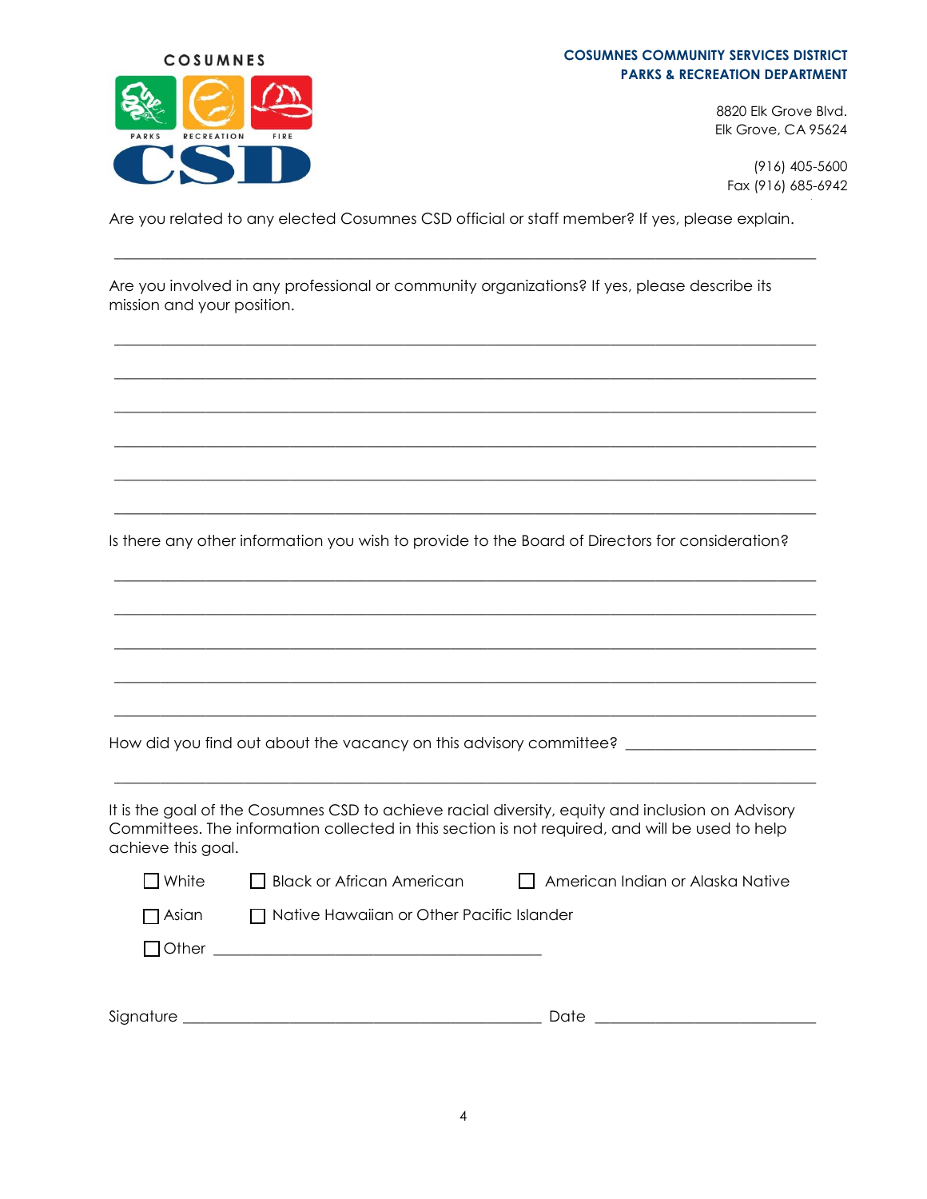**COSUMNES COMMUNITY SERVICES DISTRICT**
**PARKS & RECREATION DEPARTMENT**

8820 Elk Grove Blvd.
Elk Grove, CA 95624

(916) 405-5600
Fax (916) 685-6942

Are you related to any elected Cosumnes CSD official or staff member? If yes, please explain.

\_\_\_\_\_\_\_\_\_\_\_\_\_\_\_\_\_\_\_\_\_\_\_\_\_\_\_\_\_\_\_\_\_\_\_\_\_\_\_\_\_\_\_\_\_\_\_\_\_\_\_\_\_\_\_\_\_\_\_\_\_\_\_\_\_\_\_\_\_\_\_\_\_\_\_\_

Are you involved in any professional or community organizations? If yes, please describe its mission and your position.

\_\_\_\_\_\_\_\_\_\_\_\_\_\_\_\_\_\_\_\_\_\_\_\_\_\_\_\_\_\_\_\_\_\_\_\_\_\_\_\_\_\_\_\_\_\_\_\_\_\_\_\_\_\_\_\_\_\_\_\_\_\_\_\_\_\_\_\_\_\_\_\_\_\_\_\_

\_\_\_\_\_\_\_\_\_\_\_\_\_\_\_\_\_\_\_\_\_\_\_\_\_\_\_\_\_\_\_\_\_\_\_\_\_\_\_\_\_\_\_\_\_\_\_\_\_\_\_\_\_\_\_\_\_\_\_\_\_\_\_\_\_\_\_\_\_\_\_\_\_\_\_\_

\_\_\_\_\_\_\_\_\_\_\_\_\_\_\_\_\_\_\_\_\_\_\_\_\_\_\_\_\_\_\_\_\_\_\_\_\_\_\_\_\_\_\_\_\_\_\_\_\_\_\_\_\_\_\_\_\_\_\_\_\_\_\_\_\_\_\_\_\_\_\_\_\_\_\_\_

\_\_\_\_\_\_\_\_\_\_\_\_\_\_\_\_\_\_\_\_\_\_\_\_\_\_\_\_\_\_\_\_\_\_\_\_\_\_\_\_\_\_\_\_\_\_\_\_\_\_\_\_\_\_\_\_\_\_\_\_\_\_\_\_\_\_\_\_\_\_\_\_\_\_\_\_

\_\_\_\_\_\_\_\_\_\_\_\_\_\_\_\_\_\_\_\_\_\_\_\_\_\_\_\_\_\_\_\_\_\_\_\_\_\_\_\_\_\_\_\_\_\_\_\_\_\_\_\_\_\_\_\_\_\_\_\_\_\_\_\_\_\_\_\_\_\_\_\_\_\_\_\_

\_\_\_\_\_\_\_\_\_\_\_\_\_\_\_\_\_\_\_\_\_\_\_\_\_\_\_\_\_\_\_\_\_\_\_\_\_\_\_\_\_\_\_\_\_\_\_\_\_\_\_\_\_\_\_\_\_\_\_\_\_\_\_\_\_\_\_\_\_\_\_\_\_\_\_\_

Is there any other information you wish to provide to the Board of Directors for consideration?

\_\_\_\_\_\_\_\_\_\_\_\_\_\_\_\_\_\_\_\_\_\_\_\_\_\_\_\_\_\_\_\_\_\_\_\_\_\_\_\_\_\_\_\_\_\_\_\_\_\_\_\_\_\_\_\_\_\_\_\_\_\_\_\_\_\_\_\_\_\_\_\_\_\_\_\_

\_\_\_\_\_\_\_\_\_\_\_\_\_\_\_\_\_\_\_\_\_\_\_\_\_\_\_\_\_\_\_\_\_\_\_\_\_\_\_\_\_\_\_\_\_\_\_\_\_\_\_\_\_\_\_\_\_\_\_\_\_\_\_\_\_\_\_\_\_\_\_\_\_\_\_\_

\_\_\_\_\_\_\_\_\_\_\_\_\_\_\_\_\_\_\_\_\_\_\_\_\_\_\_\_\_\_\_\_\_\_\_\_\_\_\_\_\_\_\_\_\_\_\_\_\_\_\_\_\_\_\_\_\_\_\_\_\_\_\_\_\_\_\_\_\_\_\_\_\_\_\_\_

\_\_\_\_\_\_\_\_\_\_\_\_\_\_\_\_\_\_\_\_\_\_\_\_\_\_\_\_\_\_\_\_\_\_\_\_\_\_\_\_\_\_\_\_\_\_\_\_\_\_\_\_\_\_\_\_\_\_\_\_\_\_\_\_\_\_\_\_\_\_\_\_\_\_\_\_

\_\_\_\_\_\_\_\_\_\_\_\_\_\_\_\_\_\_\_\_\_\_\_\_\_\_\_\_\_\_\_\_\_\_\_\_\_\_\_\_\_\_\_\_\_\_\_\_\_\_\_\_\_\_\_\_\_\_\_\_\_\_\_\_\_\_\_\_\_\_\_\_\_\_\_\_

How did you find out about the vacancy on this advisory committee? \_\_\_\_\_\_\_\_\_\_\_\_\_\_\_\_\_\_\_\_\_\_\_\_

\_\_\_\_\_\_\_\_\_\_\_\_\_\_\_\_\_\_\_\_\_\_\_\_\_\_\_\_\_\_\_\_\_\_\_\_\_\_\_\_\_\_\_\_\_\_\_\_\_\_\_\_\_\_\_\_\_\_\_\_\_\_\_\_\_\_\_\_\_\_\_\_\_\_\_\_

It is the goal of the Cosumnes CSD to achieve racial diversity, equity and inclusion on Advisory Committees. The information collected in this section is not required, and will be used to help achieve this goal.

☐ White ☐ Black or African American ☐ American Indian or Alaska Native

☐ Asian ☐ Native Hawaiian or Other Pacific Islander

☐ Other \_\_\_\_\_\_\_\_\_\_\_\_\_\_\_\_\_\_\_\_\_\_\_\_\_\_\_\_\_\_\_\_\_\_\_\_\_\_\_\_\_

Signature \_\_\_\_\_\_\_\_\_\_\_\_\_\_\_\_\_\_\_\_\_\_\_\_\_\_\_\_\_\_\_\_\_\_\_\_\_\_\_\_\_\_\_\_\_ Date \_\_\_\_\_\_\_\_\_\_\_\_\_\_\_\_\_\_\_\_\_\_\_\_\_\_\_\_